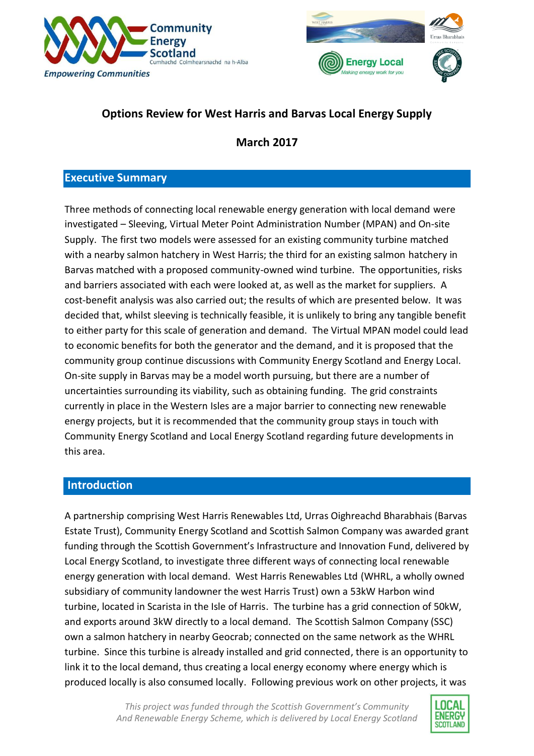# Options Review for West Harris and Barvas Local Energy Supply

**March 2017**

## Executive Summary

Three methods of connecting local renewable energy generation with local demand were investigated – Sleeving, Virtual Meter Point Administration Number (MPAN) and On-site Supply. The first two models were assessed for an existing community turbine matched with a nearby salmon hatchery in West Harris; the third for an existing salmon hatchery in Barvas matched with a proposed community-owned wind turbine. The opportunities, risks and barriers associated with each were looked at, as well as the market for suppliers. A cost-benefit analysis was also carried out; the results of which are presented below. It was decided that, whilst sleeving is technically feasible, it is unlikely to bring any tangible benefit to either party for this scale of generation and demand. The Virtual MPAN model could lead to economic benefits for both the generator and the demand, and it is proposed that the community group continue discussions with Community Energy Scotland and Energy Local. On-site supply in Barvas may be a model worth pursuing, but there are a number of uncertainties surrounding its viability, such as obtaining funding. The grid constraints currently in place in the Western Isles are a major barrier to connecting new renewable energy projects, but it is recommended that the community group stays in touch with Community Energy Scotland and Local Energy Scotland regarding future developments in this area.

## Introduction

A partnership comprising West Harris Renewables Ltd, Urras Oighreachd Bharabhais (Barvas Estate Trust), Community Energy Scotland and Scottish Salmon Company was awarded grant funding through the Scottish Government's Infrastructure and Innovation Fund, delivered by Local Energy Scotland, to investigate three different ways of connecting local renewable energy generation with local demand. West Harris Renewables Ltd (WHRL, a wholly owned subsidiary of community landowner the west Harris Trust) own a 53kW Harbon wind turbine, located in Scarista in the Isle of Harris. The turbine has a grid connection of 50kW, and exports around 3kW directly to a local demand. The Scottish Salmon Company (SSC) own a salmon hatchery in nearby Geocrab; connected on the same network as the WHRL turbine. Since this turbine is already installed and grid connected, there is an opportunity to link it to the local demand, thus creating a local energy economy where energy which is produced locally is also consumed locally. Following previous work on other projects, it was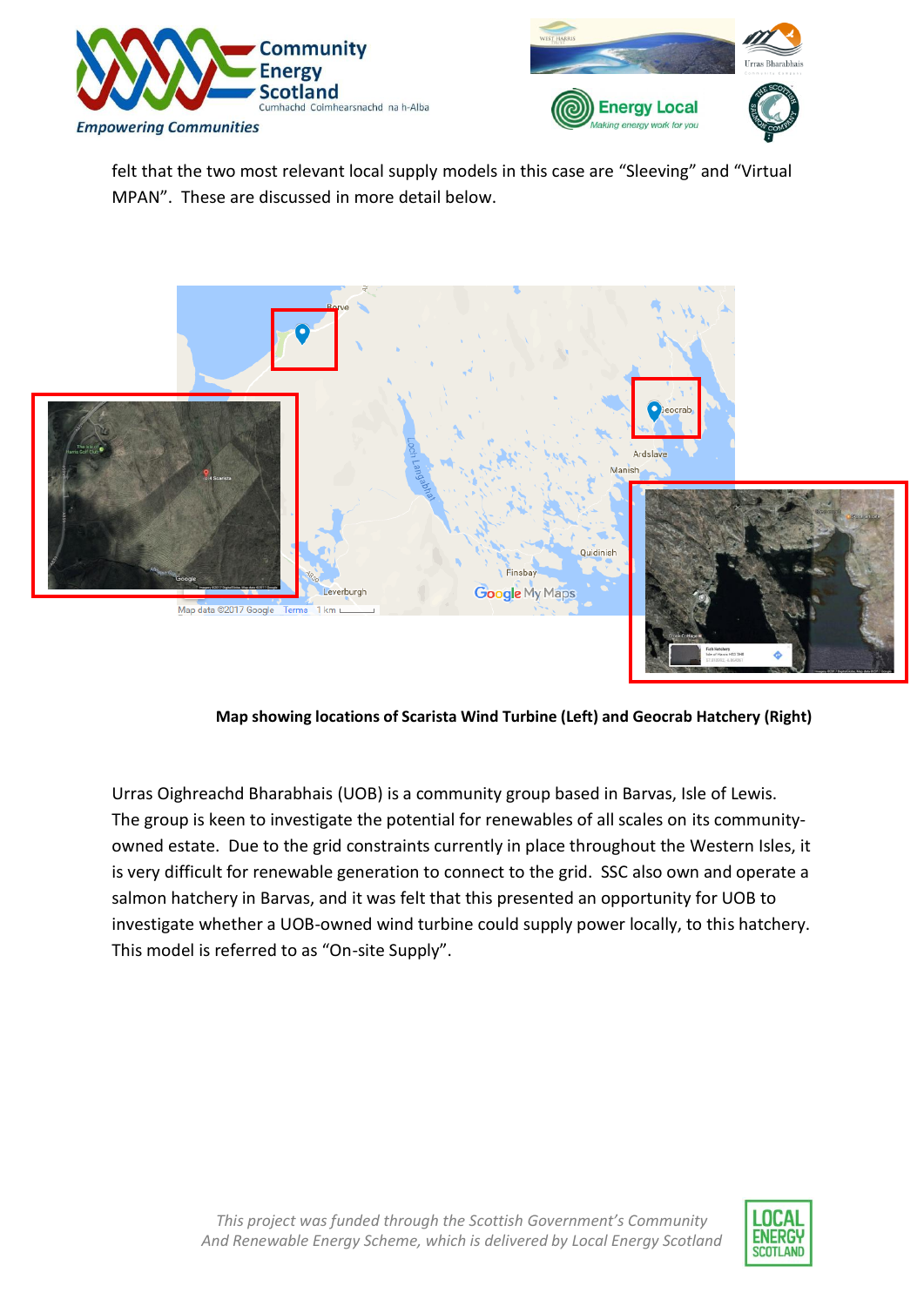felt that the two most relevant local supply models in this case are “Sleeving” and “Virtual MPAN”. These are discussed in more detail below.

**Map showing locations of Scarista Wind Turbine (Left) and Geocrab Hatchery (Right)**

Urras Oighreachd Bharabhais (UOB) is a community group based in Barvas, Isle of Lewis. The group is keen to investigate the potential for renewables of all scales on its community-owned estate. Due to the grid constraints currently in place throughout the Western Isles, it is very difficult for renewable generation to connect to the grid. SSC also own and operate a salmon hatchery in Barvas, and it was felt that this presented an opportunity for UOB to investigate whether a UOB-owned wind turbine could supply power locally, to this hatchery. This model is referred to as “On-site Supply”.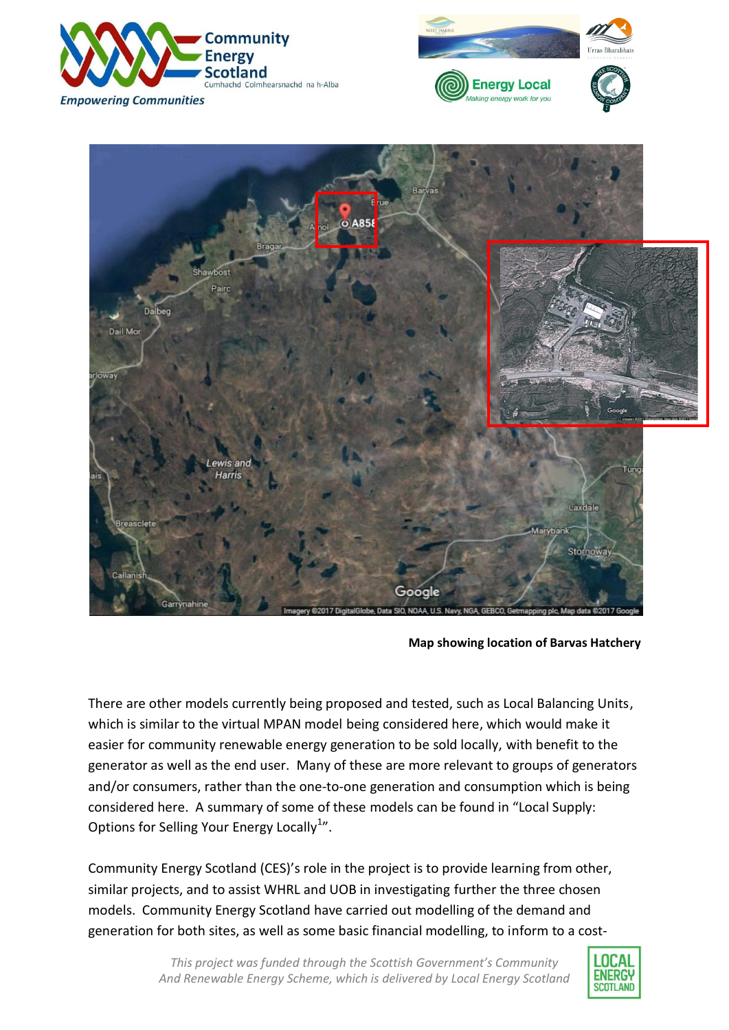**Map showing location of Barvas Hatchery**

There are other models currently being proposed and tested, such as Local Balancing Units, which is similar to the virtual MPAN model being considered here, which would make it easier for community renewable energy generation to be sold locally, with benefit to the generator as well as the end user. Many of these are more relevant to groups of generators and/or consumers, rather than the one-to-one generation and consumption which is being considered here. A summary of some of these models can be found in "Local Supply: Options for Selling Your Energy Locally[1]".

Community Energy Scotland (CES)'s role in the project is to provide learning from other, similar projects, and to assist WHRL and UOB in investigating further the three chosen models. Community Energy Scotland have carried out modelling of the demand and generation for both sites, as well as some basic financial modelling, to inform to a cost-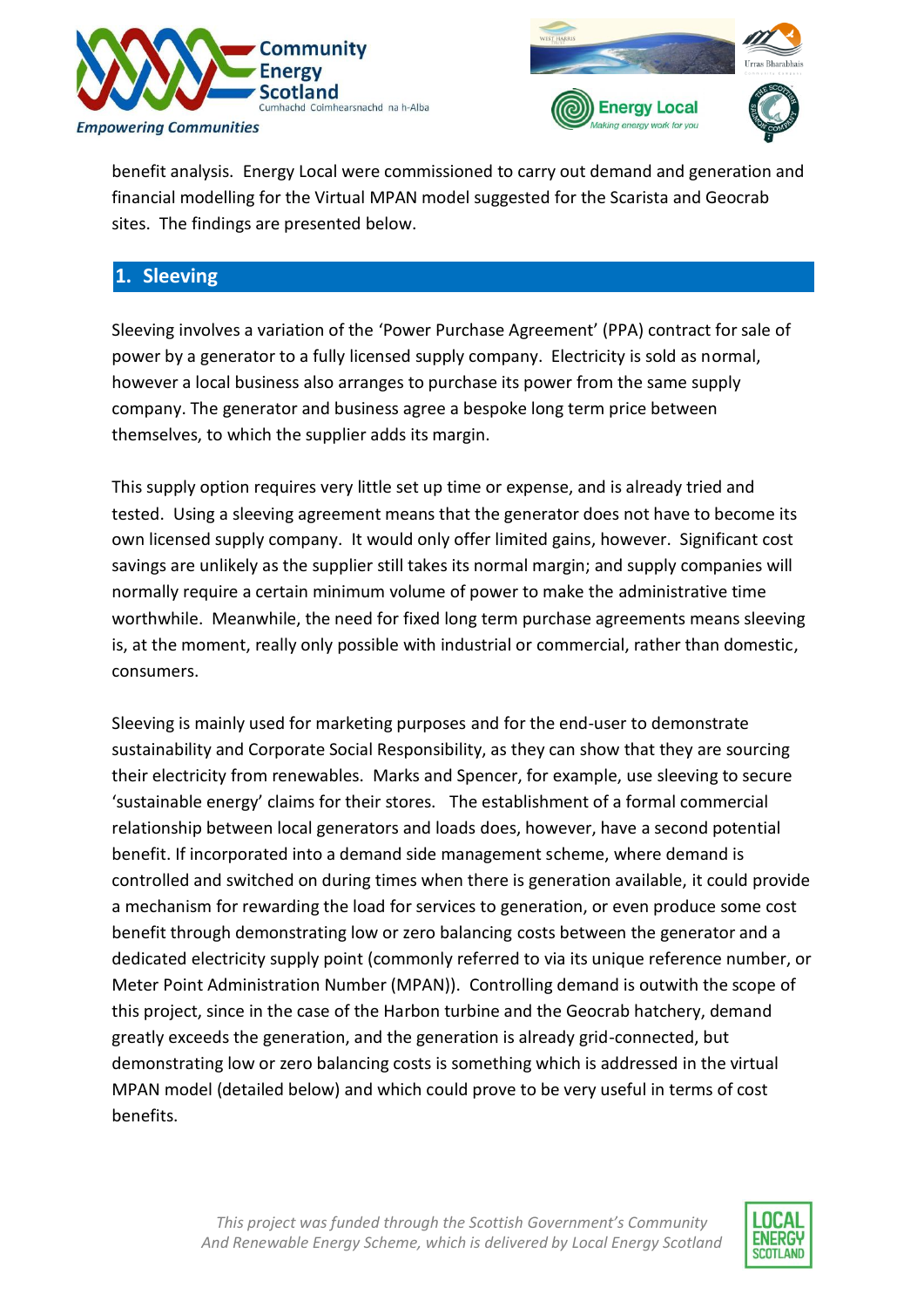benefit analysis. Energy Local were commissioned to carry out demand and generation and financial modelling for the Virtual MPAN model suggested for the Scarista and Geocrab sites. The findings are presented below.

## 1. Sleeving

Sleeving involves a variation of the 'Power Purchase Agreement' (PPA) contract for sale of power by a generator to a fully licensed supply company. Electricity is sold as normal, however a local business also arranges to purchase its power from the same supply company. The generator and business agree a bespoke long term price between themselves, to which the supplier adds its margin.

This supply option requires very little set up time or expense, and is already tried and tested. Using a sleeving agreement means that the generator does not have to become its own licensed supply company. It would only offer limited gains, however. Significant cost savings are unlikely as the supplier still takes its normal margin; and supply companies will normally require a certain minimum volume of power to make the administrative time worthwhile. Meanwhile, the need for fixed long term purchase agreements means sleeving is, at the moment, really only possible with industrial or commercial, rather than domestic, consumers.

Sleeving is mainly used for marketing purposes and for the end-user to demonstrate sustainability and Corporate Social Responsibility, as they can show that they are sourcing their electricity from renewables. Marks and Spencer, for example, use sleeving to secure 'sustainable energy' claims for their stores. The establishment of a formal commercial relationship between local generators and loads does, however, have a second potential benefit. If incorporated into a demand side management scheme, where demand is controlled and switched on during times when there is generation available, it could provide a mechanism for rewarding the load for services to generation, or even produce some cost benefit through demonstrating low or zero balancing costs between the generator and a dedicated electricity supply point (commonly referred to via its unique reference number, or Meter Point Administration Number (MPAN)). Controlling demand is outwith the scope of this project, since in the case of the Harbon turbine and the Geocrab hatchery, demand greatly exceeds the generation, and the generation is already grid-connected, but demonstrating low or zero balancing costs is something which is addressed in the virtual MPAN model (detailed below) and which could prove to be very useful in terms of cost benefits.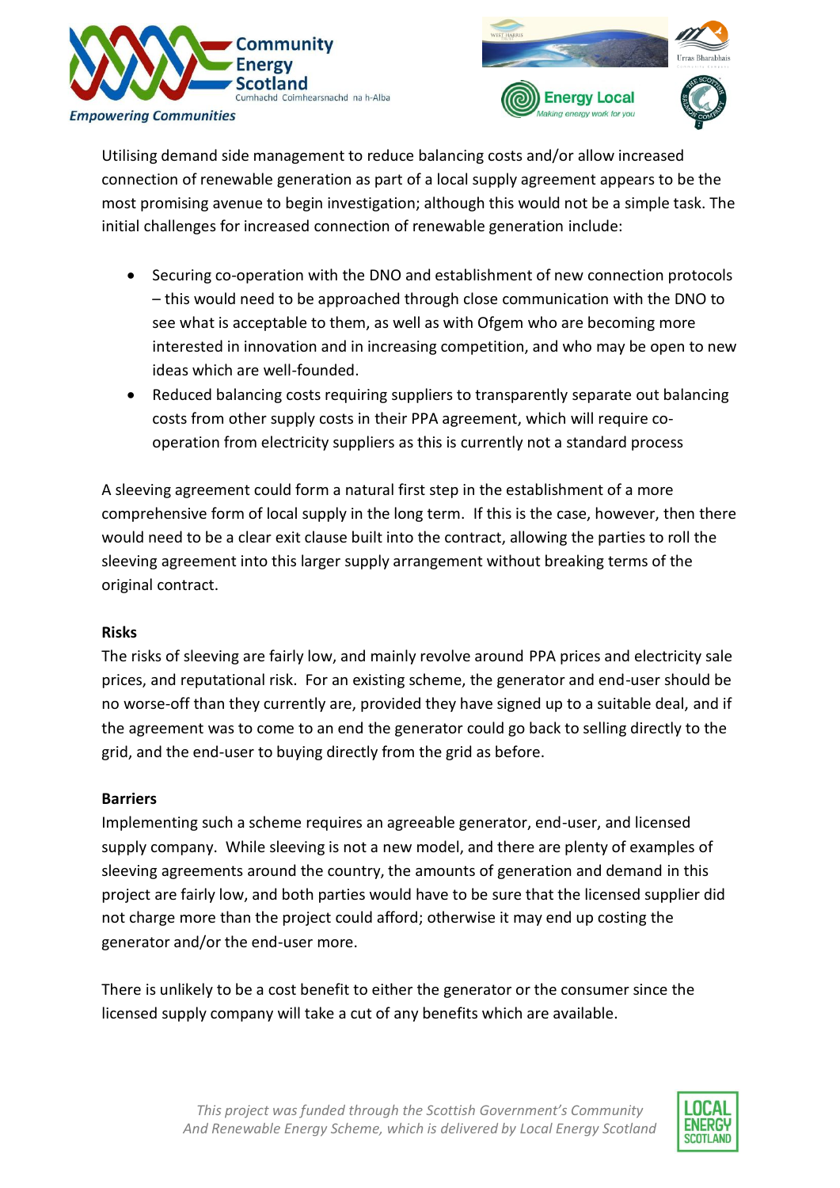Utilising demand side management to reduce balancing costs and/or allow increased connection of renewable generation as part of a local supply agreement appears to be the most promising avenue to begin investigation; although this would not be a simple task. The initial challenges for increased connection of renewable generation include:

- Securing co-operation with the DNO and establishment of new connection protocols – this would need to be approached through close communication with the DNO to see what is acceptable to them, as well as with Ofgem who are becoming more interested in innovation and in increasing competition, and who may be open to new ideas which are well-founded.
- Reduced balancing costs requiring suppliers to transparently separate out balancing costs from other supply costs in their PPA agreement, which will require co-operation from electricity suppliers as this is currently not a standard process

A sleeving agreement could form a natural first step in the establishment of a more comprehensive form of local supply in the long term. If this is the case, however, then there would need to be a clear exit clause built into the contract, allowing the parties to roll the sleeving agreement into this larger supply arrangement without breaking terms of the original contract.

**Risks**

The risks of sleeving are fairly low, and mainly revolve around PPA prices and electricity sale prices, and reputational risk. For an existing scheme, the generator and end-user should be no worse-off than they currently are, provided they have signed up to a suitable deal, and if the agreement was to come to an end the generator could go back to selling directly to the grid, and the end-user to buying directly from the grid as before.

**Barriers**

Implementing such a scheme requires an agreeable generator, end-user, and licensed supply company. While sleeving is not a new model, and there are plenty of examples of sleeving agreements around the country, the amounts of generation and demand in this project are fairly low, and both parties would have to be sure that the licensed supplier did not charge more than the project could afford; otherwise it may end up costing the generator and/or the end-user more.

There is unlikely to be a cost benefit to either the generator or the consumer since the licensed supply company will take a cut of any benefits which are available.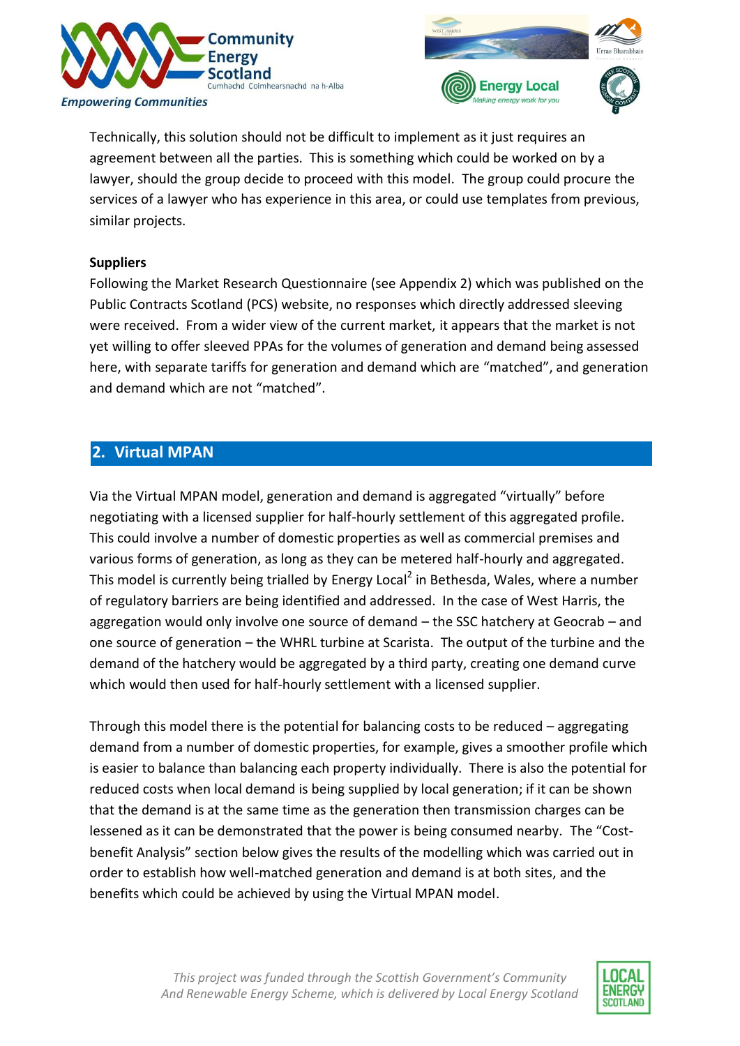Technically, this solution should not be difficult to implement as it just requires an agreement between all the parties. This is something which could be worked on by a lawyer, should the group decide to proceed with this model. The group could procure the services of a lawyer who has experience in this area, or could use templates from previous, similar projects.

**Suppliers**

Following the Market Research Questionnaire (see Appendix 2) which was published on the Public Contracts Scotland (PCS) website, no responses which directly addressed sleeving were received. From a wider view of the current market, it appears that the market is not yet willing to offer sleeved PPAs for the volumes of generation and demand being assessed here, with separate tariffs for generation and demand which are "matched", and generation and demand which are not "matched".

## 2. Virtual MPAN

Via the Virtual MPAN model, generation and demand is aggregated "virtually" before negotiating with a licensed supplier for half-hourly settlement of this aggregated profile. This could involve a number of domestic properties as well as commercial premises and various forms of generation, as long as they can be metered half-hourly and aggregated. This model is currently being trialled by Energy Local[2] in Bethesda, Wales, where a number of regulatory barriers are being identified and addressed. In the case of West Harris, the aggregation would only involve one source of demand – the SSC hatchery at Geocrab – and one source of generation – the WHRL turbine at Scarista. The output of the turbine and the demand of the hatchery would be aggregated by a third party, creating one demand curve which would then used for half-hourly settlement with a licensed supplier.

Through this model there is the potential for balancing costs to be reduced – aggregating demand from a number of domestic properties, for example, gives a smoother profile which is easier to balance than balancing each property individually. There is also the potential for reduced costs when local demand is being supplied by local generation; if it can be shown that the demand is at the same time as the generation then transmission charges can be lessened as it can be demonstrated that the power is being consumed nearby. The "Cost-benefit Analysis" section below gives the results of the modelling which was carried out in order to establish how well-matched generation and demand is at both sites, and the benefits which could be achieved by using the Virtual MPAN model.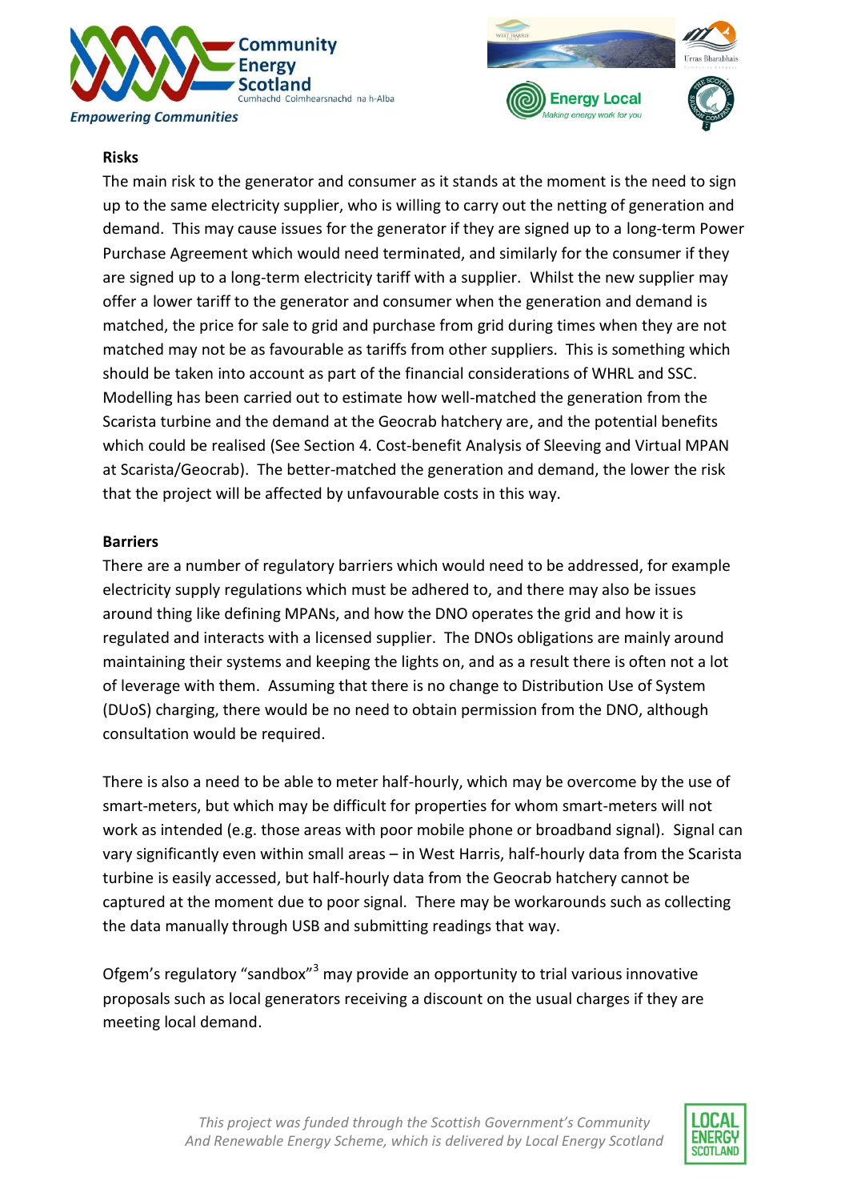**Risks**

The main risk to the generator and consumer as it stands at the moment is the need to sign up to the same electricity supplier, who is willing to carry out the netting of generation and demand. This may cause issues for the generator if they are signed up to a long-term Power Purchase Agreement which would need terminated, and similarly for the consumer if they are signed up to a long-term electricity tariff with a supplier. Whilst the new supplier may offer a lower tariff to the generator and consumer when the generation and demand is matched, the price for sale to grid and purchase from grid during times when they are not matched may not be as favourable as tariffs from other suppliers. This is something which should be taken into account as part of the financial considerations of WHRL and SSC. Modelling has been carried out to estimate how well-matched the generation from the Scarista turbine and the demand at the Geocrab hatchery are, and the potential benefits which could be realised (See Section 4. Cost-benefit Analysis of Sleeving and Virtual MPAN at Scarista/Geocrab). The better-matched the generation and demand, the lower the risk that the project will be affected by unfavourable costs in this way.

**Barriers**

There are a number of regulatory barriers which would need to be addressed, for example electricity supply regulations which must be adhered to, and there may also be issues around thing like defining MPANs, and how the DNO operates the grid and how it is regulated and interacts with a licensed supplier. The DNOs obligations are mainly around maintaining their systems and keeping the lights on, and as a result there is often not a lot of leverage with them. Assuming that there is no change to Distribution Use of System (DUoS) charging, there would be no need to obtain permission from the DNO, although consultation would be required.

There is also a need to be able to meter half-hourly, which may be overcome by the use of smart-meters, but which may be difficult for properties for whom smart-meters will not work as intended (e.g. those areas with poor mobile phone or broadband signal). Signal can vary significantly even within small areas – in West Harris, half-hourly data from the Scarista turbine is easily accessed, but half-hourly data from the Geocrab hatchery cannot be captured at the moment due to poor signal. There may be workarounds such as collecting the data manually through USB and submitting readings that way.

Ofgem's regulatory "sandbox"[3] may provide an opportunity to trial various innovative proposals such as local generators receiving a discount on the usual charges if they are meeting local demand.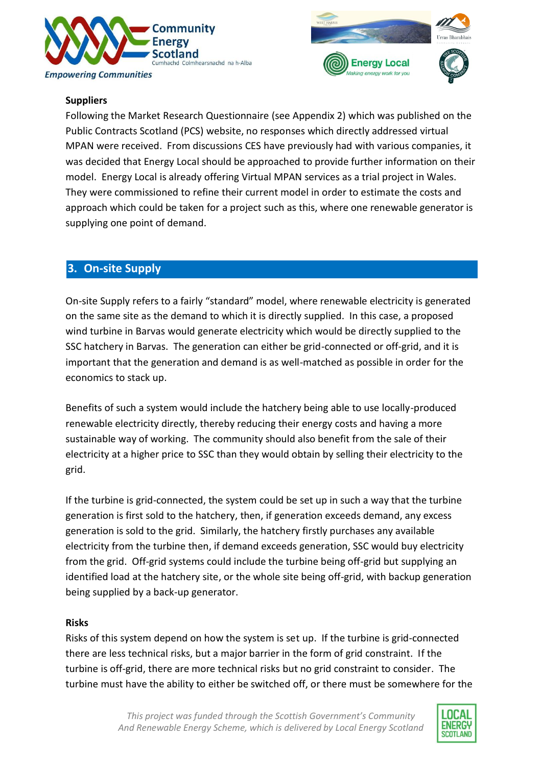**Suppliers**

Following the Market Research Questionnaire (see Appendix 2) which was published on the Public Contracts Scotland (PCS) website, no responses which directly addressed virtual MPAN were received. From discussions CES have previously had with various companies, it was decided that Energy Local should be approached to provide further information on their model. Energy Local is already offering Virtual MPAN services as a trial project in Wales. They were commissioned to refine their current model in order to estimate the costs and approach which could be taken for a project such as this, where one renewable generator is supplying one point of demand.

## 3. On-site Supply

On-site Supply refers to a fairly "standard" model, where renewable electricity is generated on the same site as the demand to which it is directly supplied. In this case, a proposed wind turbine in Barvas would generate electricity which would be directly supplied to the SSC hatchery in Barvas. The generation can either be grid-connected or off-grid, and it is important that the generation and demand is as well-matched as possible in order for the economics to stack up.

Benefits of such a system would include the hatchery being able to use locally-produced renewable electricity directly, thereby reducing their energy costs and having a more sustainable way of working. The community should also benefit from the sale of their electricity at a higher price to SSC than they would obtain by selling their electricity to the grid.

If the turbine is grid-connected, the system could be set up in such a way that the turbine generation is first sold to the hatchery, then, if generation exceeds demand, any excess generation is sold to the grid. Similarly, the hatchery firstly purchases any available electricity from the turbine then, if demand exceeds generation, SSC would buy electricity from the grid. Off-grid systems could include the turbine being off-grid but supplying an identified load at the hatchery site, or the whole site being off-grid, with backup generation being supplied by a back-up generator.

**Risks**

Risks of this system depend on how the system is set up. If the turbine is grid-connected there are less technical risks, but a major barrier in the form of grid constraint. If the turbine is off-grid, there are more technical risks but no grid constraint to consider. The turbine must have the ability to either be switched off, or there must be somewhere for the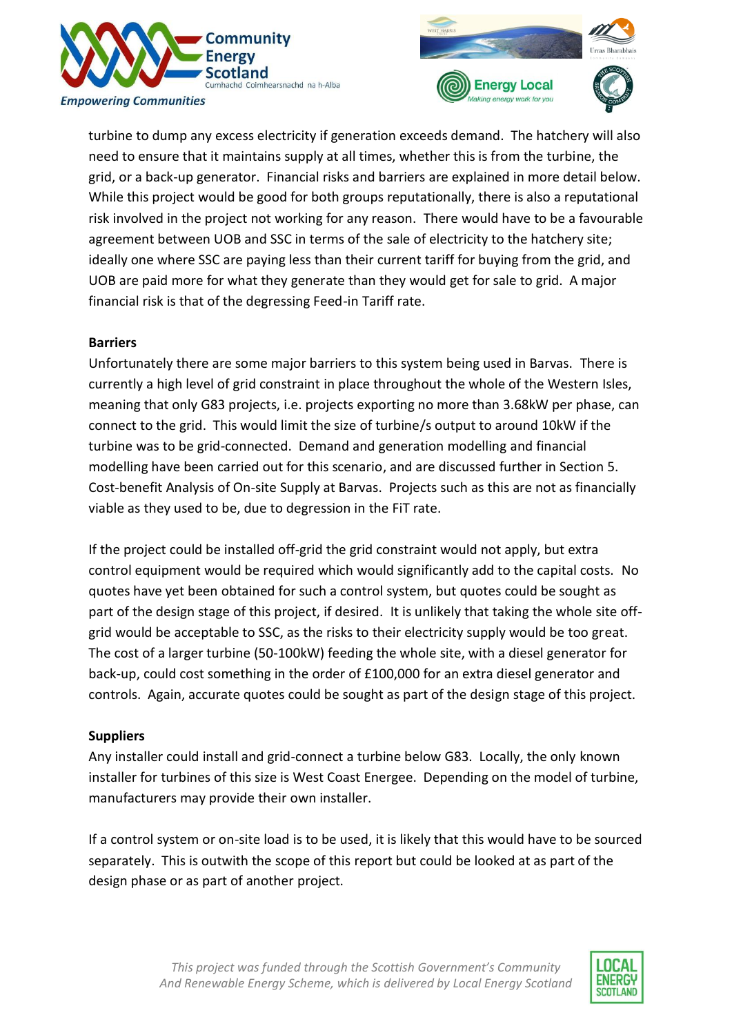turbine to dump any excess electricity if generation exceeds demand. The hatchery will also need to ensure that it maintains supply at all times, whether this is from the turbine, the grid, or a back-up generator. Financial risks and barriers are explained in more detail below. While this project would be good for both groups reputationally, there is also a reputational risk involved in the project not working for any reason. There would have to be a favourable agreement between UOB and SSC in terms of the sale of electricity to the hatchery site; ideally one where SSC are paying less than their current tariff for buying from the grid, and UOB are paid more for what they generate than they would get for sale to grid. A major financial risk is that of the degressing Feed-in Tariff rate.

**Barriers**

Unfortunately there are some major barriers to this system being used in Barvas. There is currently a high level of grid constraint in place throughout the whole of the Western Isles, meaning that only G83 projects, i.e. projects exporting no more than 3.68kW per phase, can connect to the grid. This would limit the size of turbine/s output to around 10kW if the turbine was to be grid-connected. Demand and generation modelling and financial modelling have been carried out for this scenario, and are discussed further in Section 5. Cost-benefit Analysis of On-site Supply at Barvas. Projects such as this are not as financially viable as they used to be, due to degression in the FiT rate.

If the project could be installed off-grid the grid constraint would not apply, but extra control equipment would be required which would significantly add to the capital costs. No quotes have yet been obtained for such a control system, but quotes could be sought as part of the design stage of this project, if desired. It is unlikely that taking the whole site off-grid would be acceptable to SSC, as the risks to their electricity supply would be too great. The cost of a larger turbine (50-100kW) feeding the whole site, with a diesel generator for back-up, could cost something in the order of £100,000 for an extra diesel generator and controls. Again, accurate quotes could be sought as part of the design stage of this project.

**Suppliers**

Any installer could install and grid-connect a turbine below G83. Locally, the only known installer for turbines of this size is West Coast Energee. Depending on the model of turbine, manufacturers may provide their own installer.

If a control system or on-site load is to be used, it is likely that this would have to be sourced separately. This is outwith the scope of this report but could be looked at as part of the design phase or as part of another project.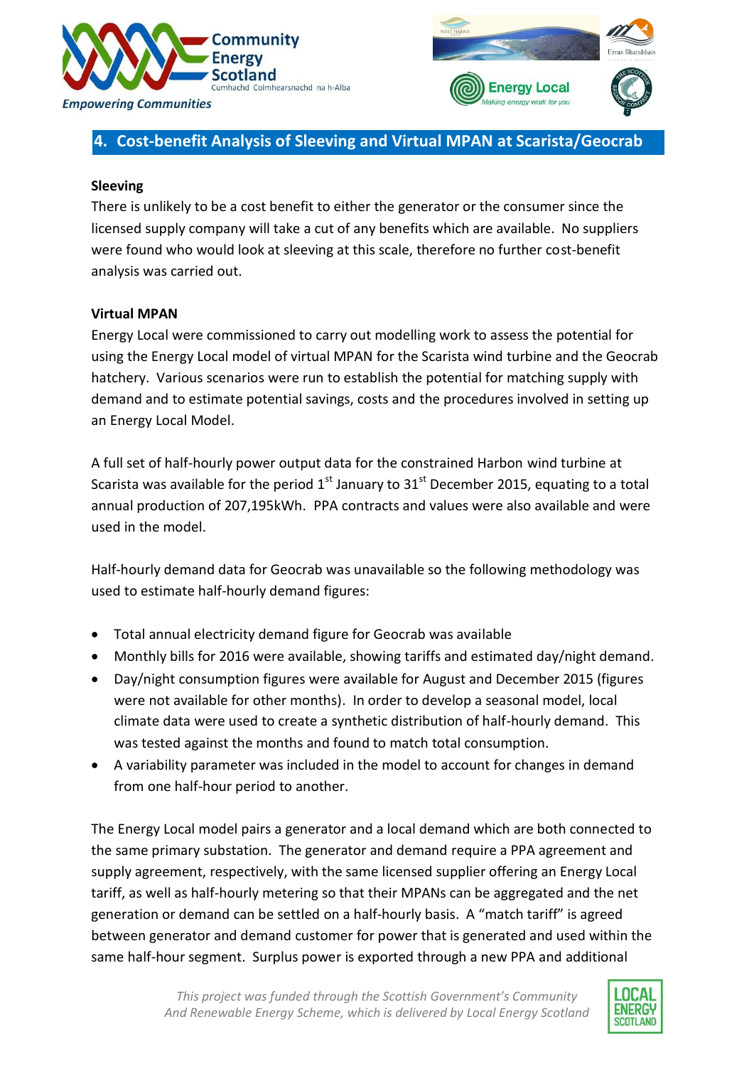## 4. Cost-benefit Analysis of Sleeving and Virtual MPAN at Scarista/Geocrab

**Sleeving**

There is unlikely to be a cost benefit to either the generator or the consumer since the licensed supply company will take a cut of any benefits which are available. No suppliers were found who would look at sleeving at this scale, therefore no further cost-benefit analysis was carried out.

**Virtual MPAN**

Energy Local were commissioned to carry out modelling work to assess the potential for using the Energy Local model of virtual MPAN for the Scarista wind turbine and the Geocrab hatchery. Various scenarios were run to establish the potential for matching supply with demand and to estimate potential savings, costs and the procedures involved in setting up an Energy Local Model.

A full set of half-hourly power output data for the constrained Harbon wind turbine at Scarista was available for the period 1st January to 31st December 2015, equating to a total annual production of 207,195kWh. PPA contracts and values were also available and were used in the model.

Half-hourly demand data for Geocrab was unavailable so the following methodology was used to estimate half-hourly demand figures:

- Total annual electricity demand figure for Geocrab was available
- Monthly bills for 2016 were available, showing tariffs and estimated day/night demand.
- Day/night consumption figures were available for August and December 2015 (figures were not available for other months). In order to develop a seasonal model, local climate data were used to create a synthetic distribution of half-hourly demand. This was tested against the months and found to match total consumption.
- A variability parameter was included in the model to account for changes in demand from one half-hour period to another.

The Energy Local model pairs a generator and a local demand which are both connected to the same primary substation. The generator and demand require a PPA agreement and supply agreement, respectively, with the same licensed supplier offering an Energy Local tariff, as well as half-hourly metering so that their MPANs can be aggregated and the net generation or demand can be settled on a half-hourly basis. A "match tariff" is agreed between generator and demand customer for power that is generated and used within the same half-hour segment. Surplus power is exported through a new PPA and additional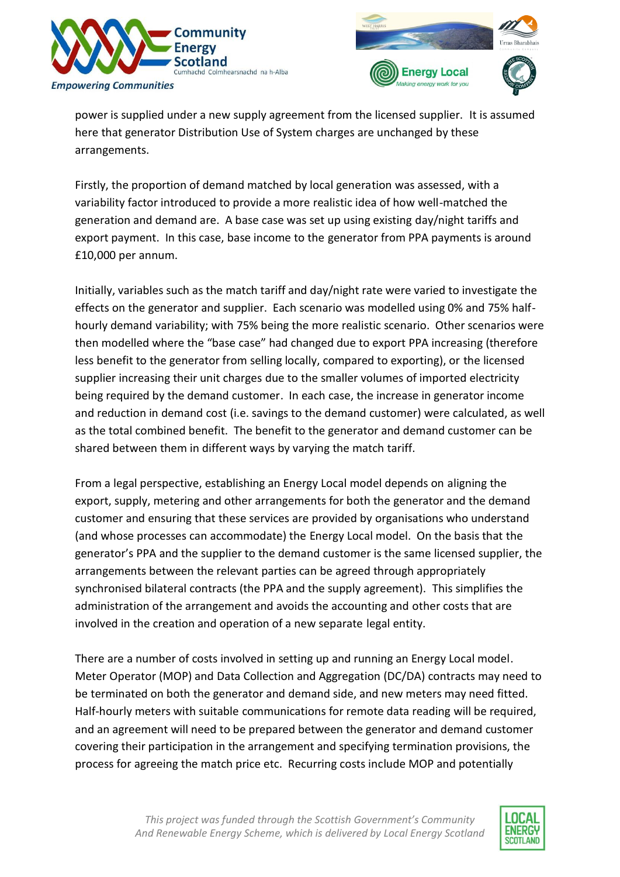power is supplied under a new supply agreement from the licensed supplier. It is assumed here that generator Distribution Use of System charges are unchanged by these arrangements.

Firstly, the proportion of demand matched by local generation was assessed, with a variability factor introduced to provide a more realistic idea of how well-matched the generation and demand are. A base case was set up using existing day/night tariffs and export payment. In this case, base income to the generator from PPA payments is around £10,000 per annum.

Initially, variables such as the match tariff and day/night rate were varied to investigate the effects on the generator and supplier. Each scenario was modelled using 0% and 75% half-hourly demand variability; with 75% being the more realistic scenario. Other scenarios were then modelled where the "base case" had changed due to export PPA increasing (therefore less benefit to the generator from selling locally, compared to exporting), or the licensed supplier increasing their unit charges due to the smaller volumes of imported electricity being required by the demand customer. In each case, the increase in generator income and reduction in demand cost (i.e. savings to the demand customer) were calculated, as well as the total combined benefit. The benefit to the generator and demand customer can be shared between them in different ways by varying the match tariff.

From a legal perspective, establishing an Energy Local model depends on aligning the export, supply, metering and other arrangements for both the generator and the demand customer and ensuring that these services are provided by organisations who understand (and whose processes can accommodate) the Energy Local model. On the basis that the generator's PPA and the supplier to the demand customer is the same licensed supplier, the arrangements between the relevant parties can be agreed through appropriately synchronised bilateral contracts (the PPA and the supply agreement). This simplifies the administration of the arrangement and avoids the accounting and other costs that are involved in the creation and operation of a new separate legal entity.

There are a number of costs involved in setting up and running an Energy Local model. Meter Operator (MOP) and Data Collection and Aggregation (DC/DA) contracts may need to be terminated on both the generator and demand side, and new meters may need fitted. Half-hourly meters with suitable communications for remote data reading will be required, and an agreement will need to be prepared between the generator and demand customer covering their participation in the arrangement and specifying termination provisions, the process for agreeing the match price etc. Recurring costs include MOP and potentially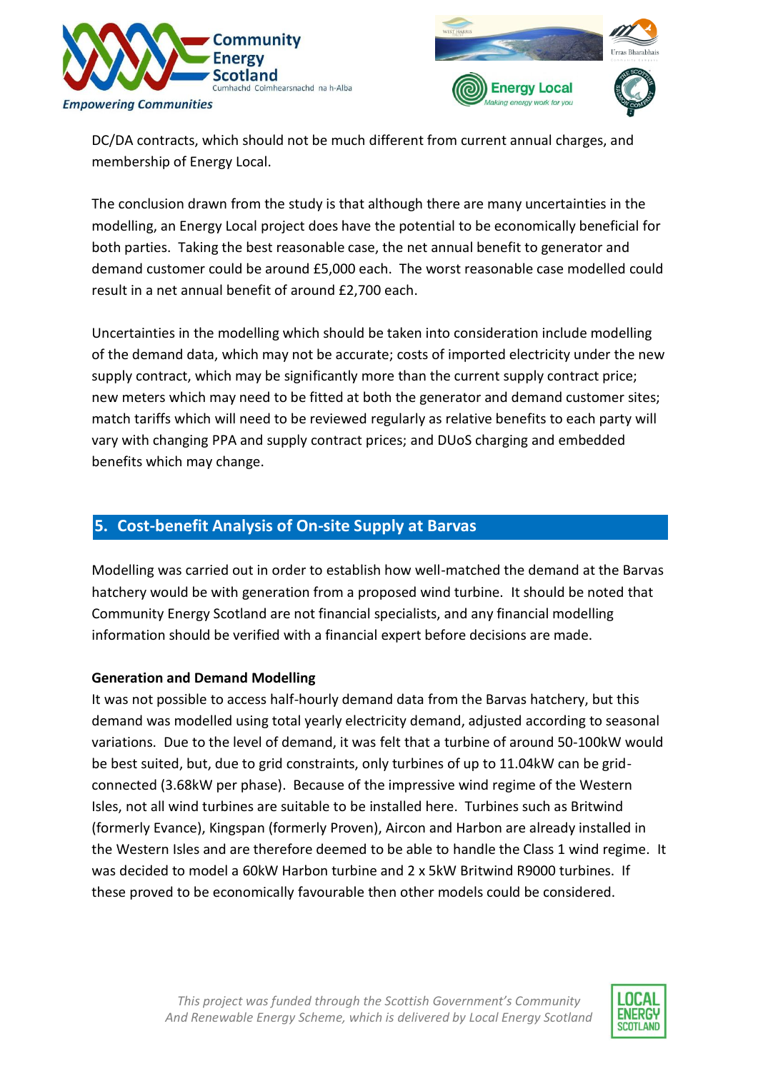DC/DA contracts, which should not be much different from current annual charges, and membership of Energy Local.

The conclusion drawn from the study is that although there are many uncertainties in the modelling, an Energy Local project does have the potential to be economically beneficial for both parties. Taking the best reasonable case, the net annual benefit to generator and demand customer could be around £5,000 each. The worst reasonable case modelled could result in a net annual benefit of around £2,700 each.

Uncertainties in the modelling which should be taken into consideration include modelling of the demand data, which may not be accurate; costs of imported electricity under the new supply contract, which may be significantly more than the current supply contract price; new meters which may need to be fitted at both the generator and demand customer sites; match tariffs which will need to be reviewed regularly as relative benefits to each party will vary with changing PPA and supply contract prices; and DUoS charging and embedded benefits which may change.

## 5. Cost-benefit Analysis of On-site Supply at Barvas

Modelling was carried out in order to establish how well-matched the demand at the Barvas hatchery would be with generation from a proposed wind turbine. It should be noted that Community Energy Scotland are not financial specialists, and any financial modelling information should be verified with a financial expert before decisions are made.

**Generation and Demand Modelling**

It was not possible to access half-hourly demand data from the Barvas hatchery, but this demand was modelled using total yearly electricity demand, adjusted according to seasonal variations. Due to the level of demand, it was felt that a turbine of around 50-100kW would be best suited, but, due to grid constraints, only turbines of up to 11.04kW can be grid-connected (3.68kW per phase). Because of the impressive wind regime of the Western Isles, not all wind turbines are suitable to be installed here. Turbines such as Britwind (formerly Evance), Kingspan (formerly Proven), Aircon and Harbon are already installed in the Western Isles and are therefore deemed to be able to handle the Class 1 wind regime. It was decided to model a 60kW Harbon turbine and 2 x 5kW Britwind R9000 turbines. If these proved to be economically favourable then other models could be considered.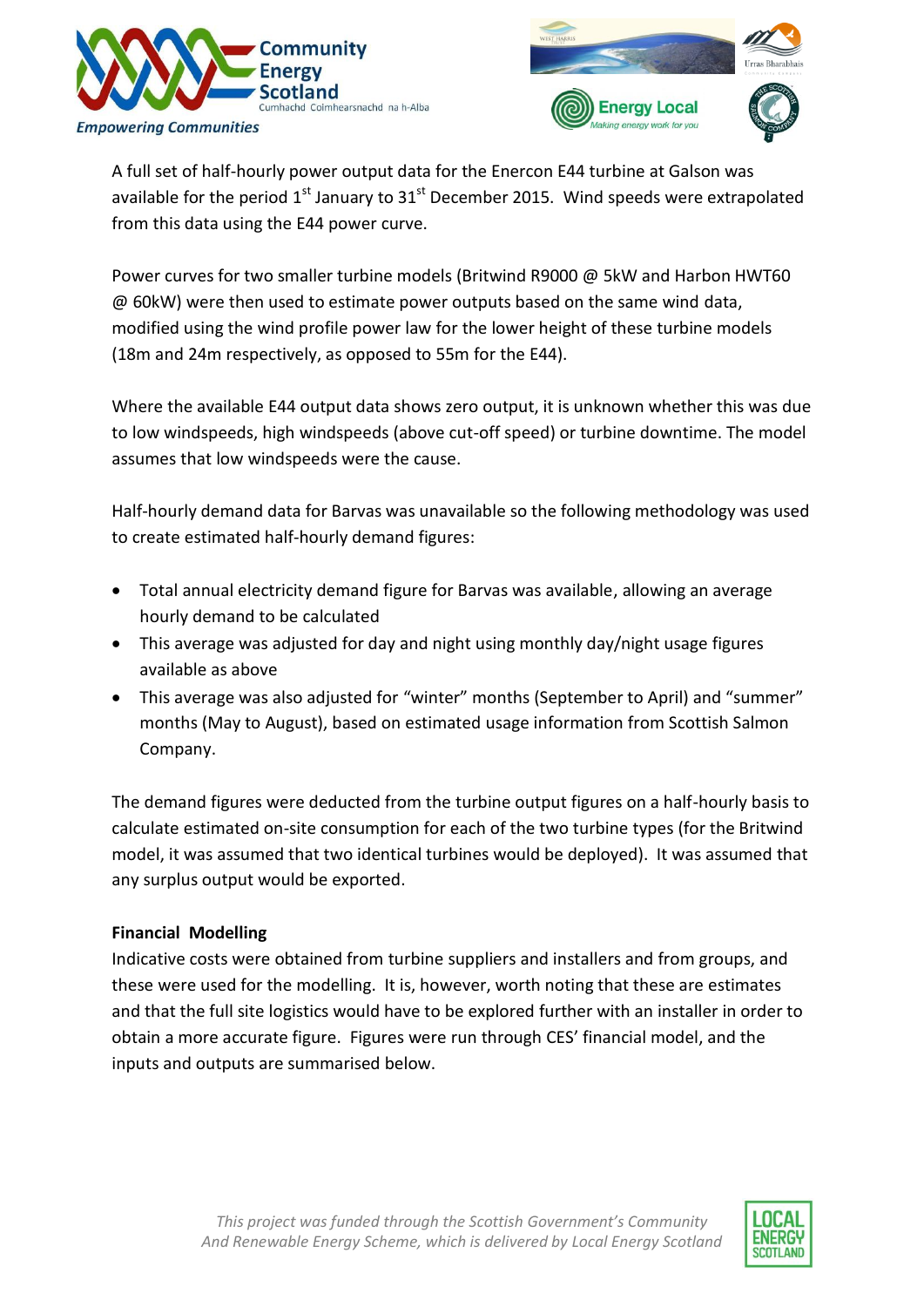A full set of half-hourly power output data for the Enercon E44 turbine at Galson was available for the period 1st January to 31st December 2015. Wind speeds were extrapolated from this data using the E44 power curve.

Power curves for two smaller turbine models (Britwind R9000 @ 5kW and Harbon HWT60 @ 60kW) were then used to estimate power outputs based on the same wind data, modified using the wind profile power law for the lower height of these turbine models (18m and 24m respectively, as opposed to 55m for the E44).

Where the available E44 output data shows zero output, it is unknown whether this was due to low windspeeds, high windspeeds (above cut-off speed) or turbine downtime. The model assumes that low windspeeds were the cause.

Half-hourly demand data for Barvas was unavailable so the following methodology was used to create estimated half-hourly demand figures:

- Total annual electricity demand figure for Barvas was available, allowing an average hourly demand to be calculated
- This average was adjusted for day and night using monthly day/night usage figures available as above
- This average was also adjusted for "winter" months (September to April) and "summer" months (May to August), based on estimated usage information from Scottish Salmon Company.

The demand figures were deducted from the turbine output figures on a half-hourly basis to calculate estimated on-site consumption for each of the two turbine types (for the Britwind model, it was assumed that two identical turbines would be deployed). It was assumed that any surplus output would be exported.

**Financial Modelling**

Indicative costs were obtained from turbine suppliers and installers and from groups, and these were used for the modelling. It is, however, worth noting that these are estimates and that the full site logistics would have to be explored further with an installer in order to obtain a more accurate figure. Figures were run through CES' financial model, and the inputs and outputs are summarised below.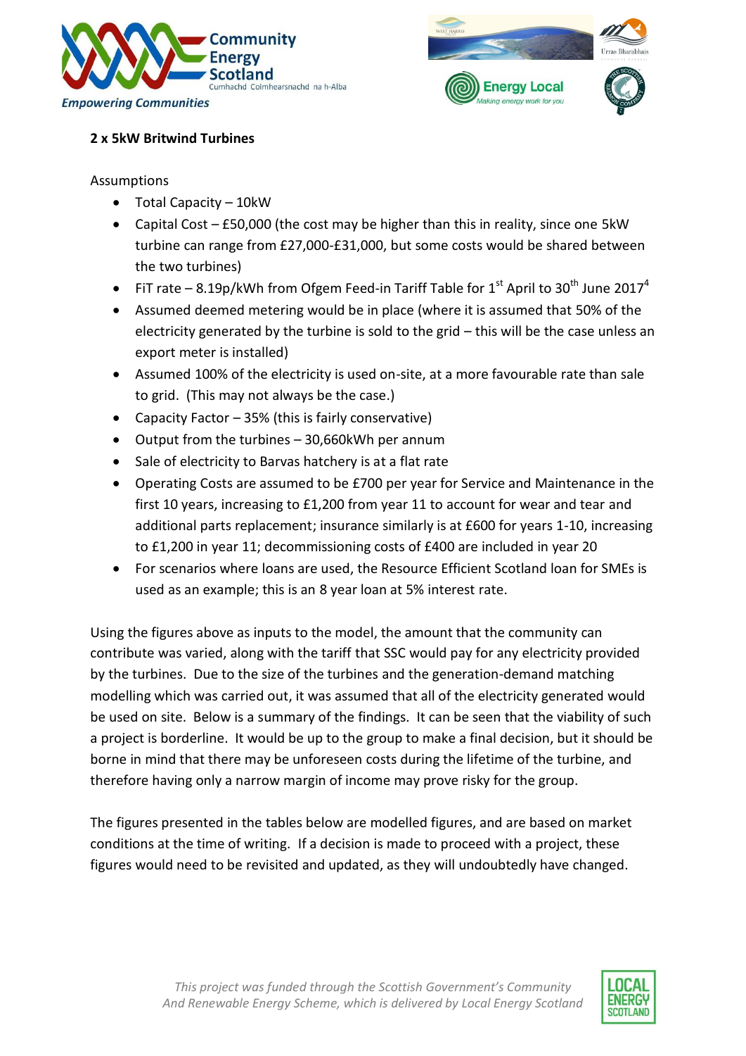**2 x 5kW Britwind Turbines**

Assumptions

- Total Capacity – 10kW
- Capital Cost – £50,000 (the cost may be higher than this in reality, since one 5kW turbine can range from £27,000-£31,000, but some costs would be shared between the two turbines)
- FiT rate – 8.19p/kWh from Ofgem Feed-in Tariff Table for 1st April to 30th June 2017[4]
- Assumed deemed metering would be in place (where it is assumed that 50% of the electricity generated by the turbine is sold to the grid – this will be the case unless an export meter is installed)
- Assumed 100% of the electricity is used on-site, at a more favourable rate than sale to grid. (This may not always be the case.)
- Capacity Factor – 35% (this is fairly conservative)
- Output from the turbines – 30,660kWh per annum
- Sale of electricity to Barvas hatchery is at a flat rate
- Operating Costs are assumed to be £700 per year for Service and Maintenance in the first 10 years, increasing to £1,200 from year 11 to account for wear and tear and additional parts replacement; insurance similarly is at £600 for years 1-10, increasing to £1,200 in year 11; decommissioning costs of £400 are included in year 20
- For scenarios where loans are used, the Resource Efficient Scotland loan for SMEs is used as an example; this is an 8 year loan at 5% interest rate.

Using the figures above as inputs to the model, the amount that the community can contribute was varied, along with the tariff that SSC would pay for any electricity provided by the turbines. Due to the size of the turbines and the generation-demand matching modelling which was carried out, it was assumed that all of the electricity generated would be used on site. Below is a summary of the findings. It can be seen that the viability of such a project is borderline. It would be up to the group to make a final decision, but it should be borne in mind that there may be unforeseen costs during the lifetime of the turbine, and therefore having only a narrow margin of income may prove risky for the group.

The figures presented in the tables below are modelled figures, and are based on market conditions at the time of writing. If a decision is made to proceed with a project, these figures would need to be revisited and updated, as they will undoubtedly have changed.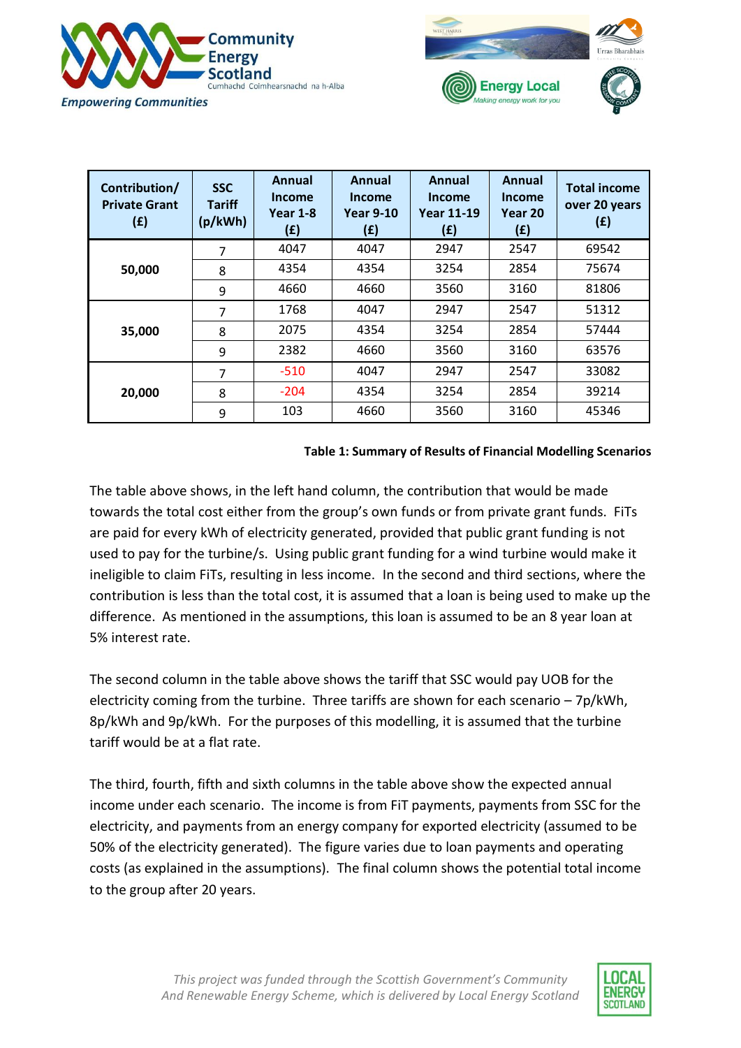| Contribution/ Private Grant (£) | SSC Tariff (p/kWh) | Annual Income Year 1-8 (£) | Annual Income Year 9-10 (£) | Annual Income Year 11-19 (£) | Annual Income Year 20 (£) | Total income over 20 years (£) |
|---|---|---|---|---|---|---|
| 50,000 | 7 | 4047 | 4047 | 2947 | 2547 | 69542 |
| | 8 | 4354 | 4354 | 3254 | 2854 | 75674 |
| | 9 | 4660 | 4660 | 3560 | 3160 | 81806 |
| 35,000 | 7 | 1768 | 4047 | 2947 | 2547 | 51312 |
| | 8 | 2075 | 4354 | 3254 | 2854 | 57444 |
| | 9 | 2382 | 4660 | 3560 | 3160 | 63576 |
| 20,000 | 7 | -510 | 4047 | 2947 | 2547 | 33082 |
| | 8 | -204 | 4354 | 3254 | 2854 | 39214 |
| | 9 | 103 | 4660 | 3560 | 3160 | 45346 |

**Table 1: Summary of Results of Financial Modelling Scenarios**

The table above shows, in the left hand column, the contribution that would be made towards the total cost either from the group's own funds or from private grant funds. FiTs are paid for every kWh of electricity generated, provided that public grant funding is not used to pay for the turbine/s. Using public grant funding for a wind turbine would make it ineligible to claim FiTs, resulting in less income. In the second and third sections, where the contribution is less than the total cost, it is assumed that a loan is being used to make up the difference. As mentioned in the assumptions, this loan is assumed to be an 8 year loan at 5% interest rate.

The second column in the table above shows the tariff that SSC would pay UOB for the electricity coming from the turbine. Three tariffs are shown for each scenario – 7p/kWh, 8p/kWh and 9p/kWh. For the purposes of this modelling, it is assumed that the turbine tariff would be at a flat rate.

The third, fourth, fifth and sixth columns in the table above show the expected annual income under each scenario. The income is from FiT payments, payments from SSC for the electricity, and payments from an energy company for exported electricity (assumed to be 50% of the electricity generated). The figure varies due to loan payments and operating costs (as explained in the assumptions). The final column shows the potential total income to the group after 20 years.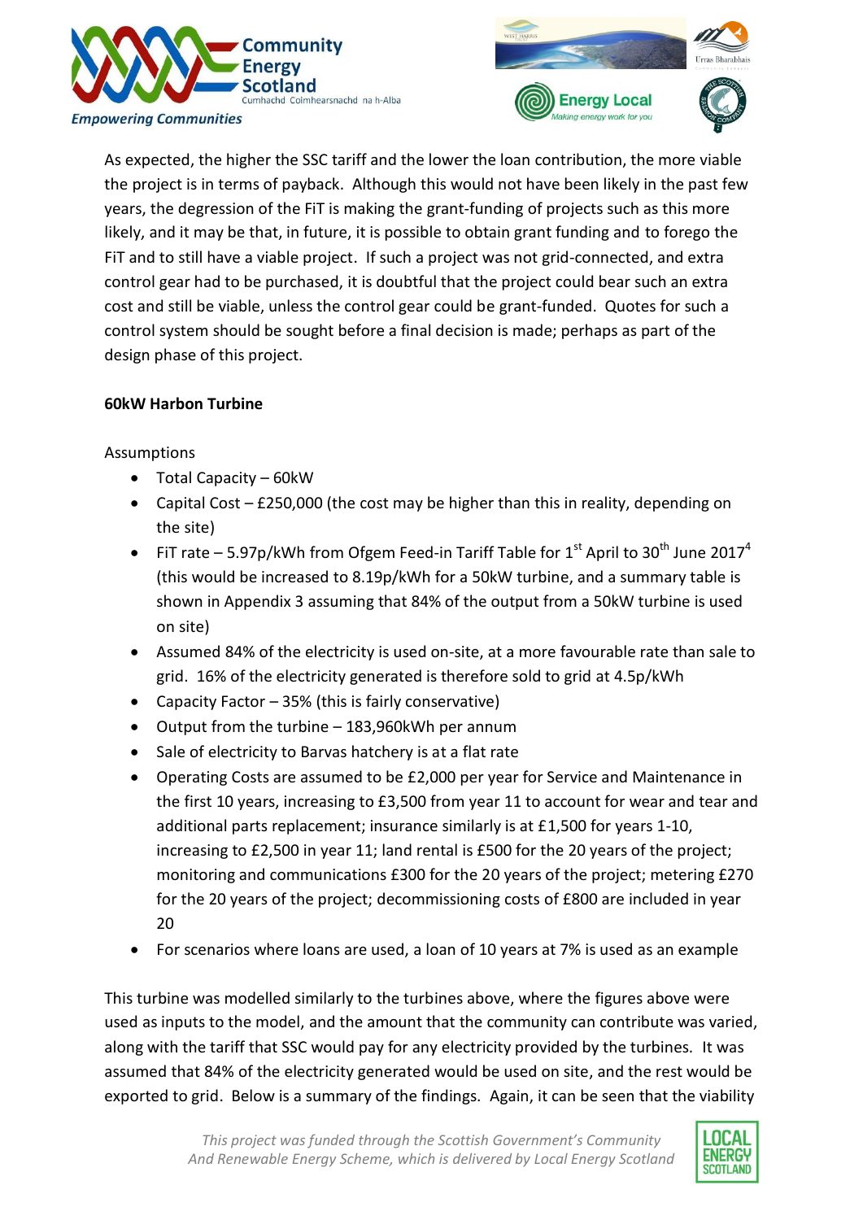As expected, the higher the SSC tariff and the lower the loan contribution, the more viable the project is in terms of payback. Although this would not have been likely in the past few years, the degression of the FiT is making the grant-funding of projects such as this more likely, and it may be that, in future, it is possible to obtain grant funding and to forego the FiT and to still have a viable project. If such a project was not grid-connected, and extra control gear had to be purchased, it is doubtful that the project could bear such an extra cost and still be viable, unless the control gear could be grant-funded. Quotes for such a control system should be sought before a final decision is made; perhaps as part of the design phase of this project.

**60kW Harbon Turbine**

Assumptions

- Total Capacity – 60kW
- Capital Cost – £250,000 (the cost may be higher than this in reality, depending on the site)
- FiT rate – 5.97p/kWh from Ofgem Feed-in Tariff Table for 1st April to 30th June 2017[4] (this would be increased to 8.19p/kWh for a 50kW turbine, and a summary table is shown in Appendix 3 assuming that 84% of the output from a 50kW turbine is used on site)
- Assumed 84% of the electricity is used on-site, at a more favourable rate than sale to grid. 16% of the electricity generated is therefore sold to grid at 4.5p/kWh
- Capacity Factor – 35% (this is fairly conservative)
- Output from the turbine – 183,960kWh per annum
- Sale of electricity to Barvas hatchery is at a flat rate
- Operating Costs are assumed to be £2,000 per year for Service and Maintenance in the first 10 years, increasing to £3,500 from year 11 to account for wear and tear and additional parts replacement; insurance similarly is at £1,500 for years 1-10, increasing to £2,500 in year 11; land rental is £500 for the 20 years of the project; monitoring and communications £300 for the 20 years of the project; metering £270 for the 20 years of the project; decommissioning costs of £800 are included in year 20
- For scenarios where loans are used, a loan of 10 years at 7% is used as an example

This turbine was modelled similarly to the turbines above, where the figures above were used as inputs to the model, and the amount that the community can contribute was varied, along with the tariff that SSC would pay for any electricity provided by the turbines. It was assumed that 84% of the electricity generated would be used on site, and the rest would be exported to grid. Below is a summary of the findings. Again, it can be seen that the viability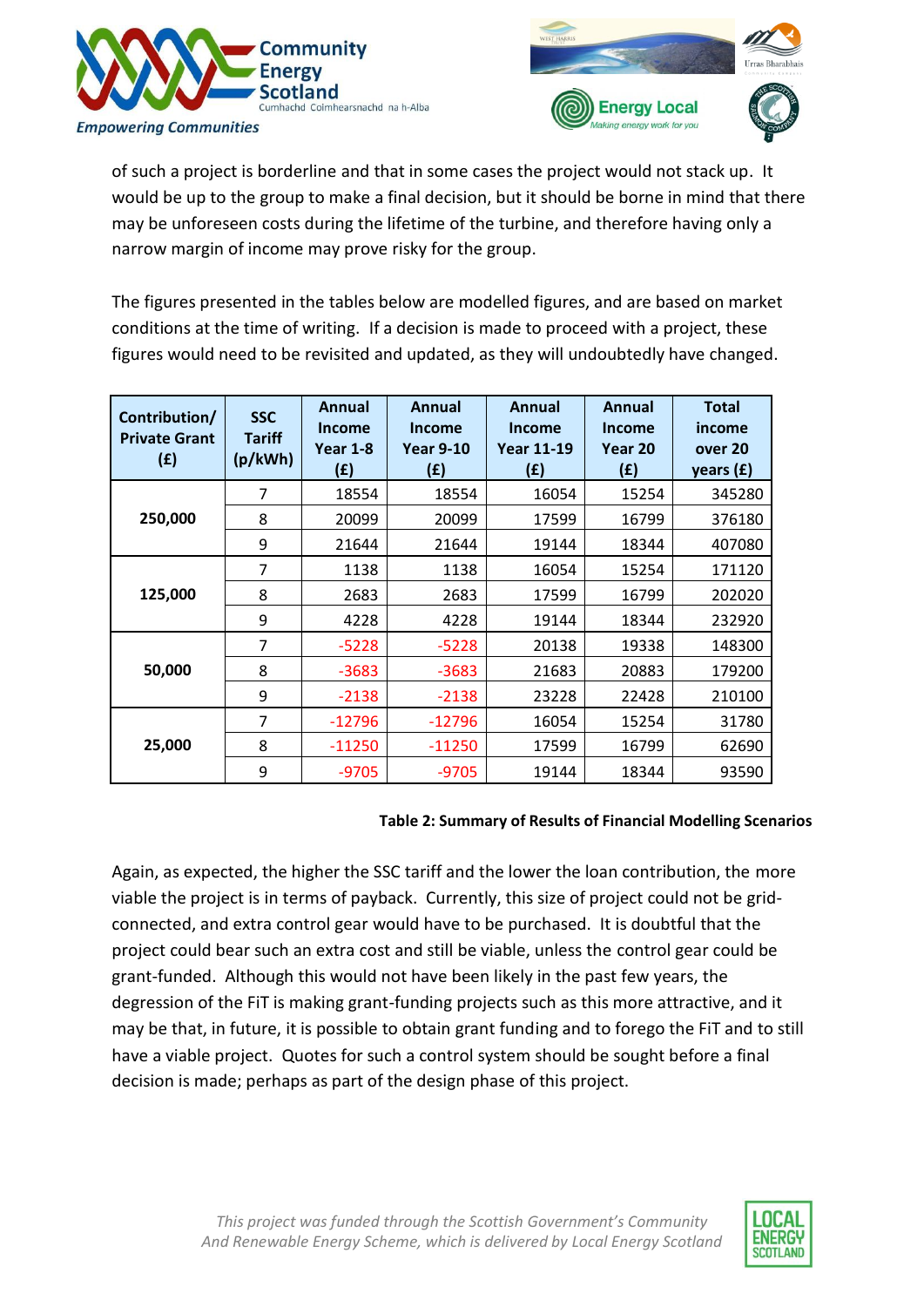of such a project is borderline and that in some cases the project would not stack up. It would be up to the group to make a final decision, but it should be borne in mind that there may be unforeseen costs during the lifetime of the turbine, and therefore having only a narrow margin of income may prove risky for the group.

The figures presented in the tables below are modelled figures, and are based on market conditions at the time of writing. If a decision is made to proceed with a project, these figures would need to be revisited and updated, as they will undoubtedly have changed.

| Contribution/ Private Grant (£) | SSC Tariff (p/kWh) | Annual Income Year 1-8 (£) | Annual Income Year 9-10 (£) | Annual Income Year 11-19 (£) | Annual Income Year 20 (£) | Total income over 20 years (£) |
|---|---|---|---|---|---|---|
| 250,000 | 7 | 18554 | 18554 | 16054 | 15254 | 345280 |
| | 8 | 20099 | 20099 | 17599 | 16799 | 376180 |
| | 9 | 21644 | 21644 | 19144 | 18344 | 407080 |
| 125,000 | 7 | 1138 | 1138 | 16054 | 15254 | 171120 |
| | 8 | 2683 | 2683 | 17599 | 16799 | 202020 |
| | 9 | 4228 | 4228 | 19144 | 18344 | 232920 |
| 50,000 | 7 | -5228 | -5228 | 20138 | 19338 | 148300 |
| | 8 | -3683 | -3683 | 21683 | 20883 | 179200 |
| | 9 | -2138 | -2138 | 23228 | 22428 | 210100 |
| 25,000 | 7 | -12796 | -12796 | 16054 | 15254 | 31780 |
| | 8 | -11250 | -11250 | 17599 | 16799 | 62690 |
| | 9 | -9705 | -9705 | 19144 | 18344 | 93590 |

**Table 2: Summary of Results of Financial Modelling Scenarios**

Again, as expected, the higher the SSC tariff and the lower the loan contribution, the more viable the project is in terms of payback. Currently, this size of project could not be grid-connected, and extra control gear would have to be purchased. It is doubtful that the project could bear such an extra cost and still be viable, unless the control gear could be grant-funded. Although this would not have been likely in the past few years, the degression of the FiT is making grant-funding projects such as this more attractive, and it may be that, in future, it is possible to obtain grant funding and to forego the FiT and to still have a viable project. Quotes for such a control system should be sought before a final decision is made; perhaps as part of the design phase of this project.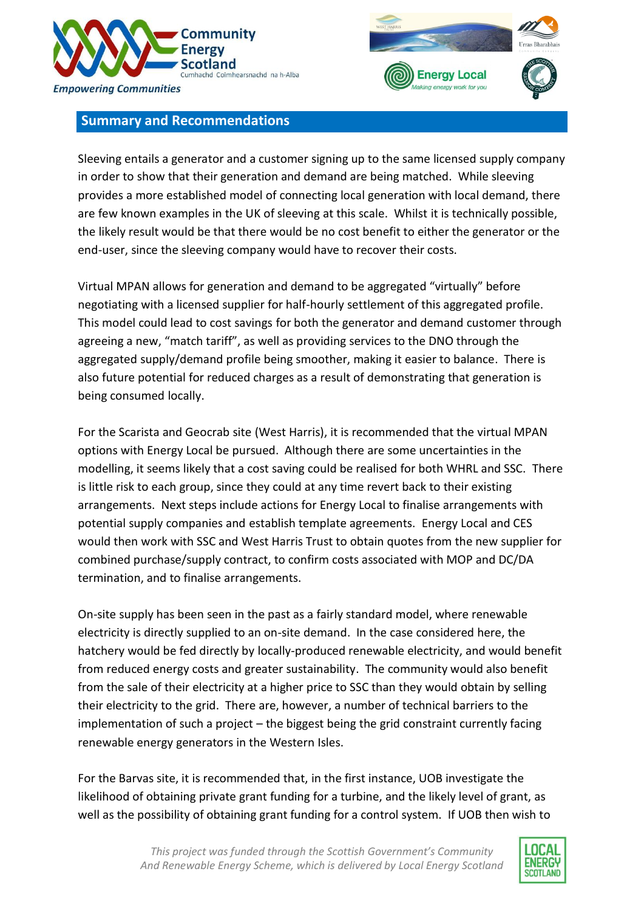## Summary and Recommendations

Sleeving entails a generator and a customer signing up to the same licensed supply company in order to show that their generation and demand are being matched. While sleeving provides a more established model of connecting local generation with local demand, there are few known examples in the UK of sleeving at this scale. Whilst it is technically possible, the likely result would be that there would be no cost benefit to either the generator or the end-user, since the sleeving company would have to recover their costs.

Virtual MPAN allows for generation and demand to be aggregated "virtually" before negotiating with a licensed supplier for half-hourly settlement of this aggregated profile. This model could lead to cost savings for both the generator and demand customer through agreeing a new, "match tariff", as well as providing services to the DNO through the aggregated supply/demand profile being smoother, making it easier to balance. There is also future potential for reduced charges as a result of demonstrating that generation is being consumed locally.

For the Scarista and Geocrab site (West Harris), it is recommended that the virtual MPAN options with Energy Local be pursued. Although there are some uncertainties in the modelling, it seems likely that a cost saving could be realised for both WHRL and SSC. There is little risk to each group, since they could at any time revert back to their existing arrangements. Next steps include actions for Energy Local to finalise arrangements with potential supply companies and establish template agreements. Energy Local and CES would then work with SSC and West Harris Trust to obtain quotes from the new supplier for combined purchase/supply contract, to confirm costs associated with MOP and DC/DA termination, and to finalise arrangements.

On-site supply has been seen in the past as a fairly standard model, where renewable electricity is directly supplied to an on-site demand. In the case considered here, the hatchery would be fed directly by locally-produced renewable electricity, and would benefit from reduced energy costs and greater sustainability. The community would also benefit from the sale of their electricity at a higher price to SSC than they would obtain by selling their electricity to the grid. There are, however, a number of technical barriers to the implementation of such a project – the biggest being the grid constraint currently facing renewable energy generators in the Western Isles.

For the Barvas site, it is recommended that, in the first instance, UOB investigate the likelihood of obtaining private grant funding for a turbine, and the likely level of grant, as well as the possibility of obtaining grant funding for a control system. If UOB then wish to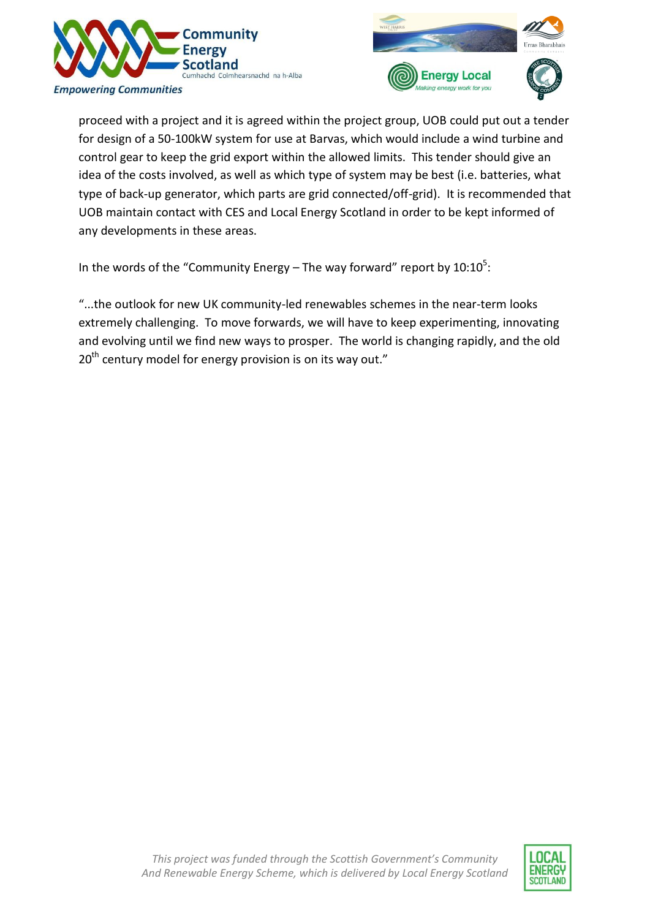proceed with a project and it is agreed within the project group, UOB could put out a tender for design of a 50-100kW system for use at Barvas, which would include a wind turbine and control gear to keep the grid export within the allowed limits. This tender should give an idea of the costs involved, as well as which type of system may be best (i.e. batteries, what type of back-up generator, which parts are grid connected/off-grid). It is recommended that UOB maintain contact with CES and Local Energy Scotland in order to be kept informed of any developments in these areas.

In the words of the "Community Energy – The way forward" report by 10:10[5]:

"...the outlook for new UK community-led renewables schemes in the near-term looks extremely challenging. To move forwards, we will have to keep experimenting, innovating and evolving until we find new ways to prosper. The world is changing rapidly, and the old 20th century model for energy provision is on its way out."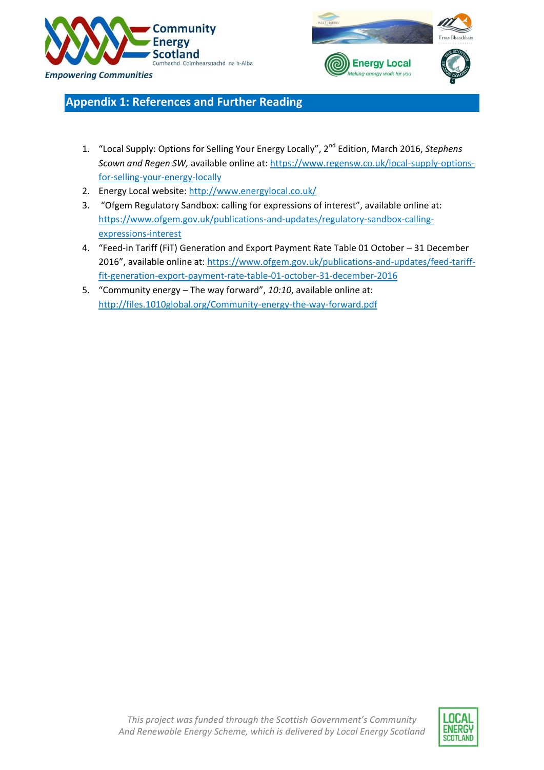## Appendix 1: References and Further Reading

1. "Local Supply: Options for Selling Your Energy Locally", 2nd Edition, March 2016, *Stephens Scown and Regen SW,* available online at: https://www.regensw.co.uk/local-supply-options-for-selling-your-energy-locally
2. Energy Local website: http://www.energylocal.co.uk/
3. "Ofgem Regulatory Sandbox: calling for expressions of interest", available online at: https://www.ofgem.gov.uk/publications-and-updates/regulatory-sandbox-calling-expressions-interest
4. "Feed-in Tariff (FiT) Generation and Export Payment Rate Table 01 October – 31 December 2016", available online at: https://www.ofgem.gov.uk/publications-and-updates/feed-tariff-fit-generation-export-payment-rate-table-01-october-31-december-2016
5. "Community energy – The way forward", *10:10*, available online at: http://files.1010global.org/Community-energy-the-way-forward.pdf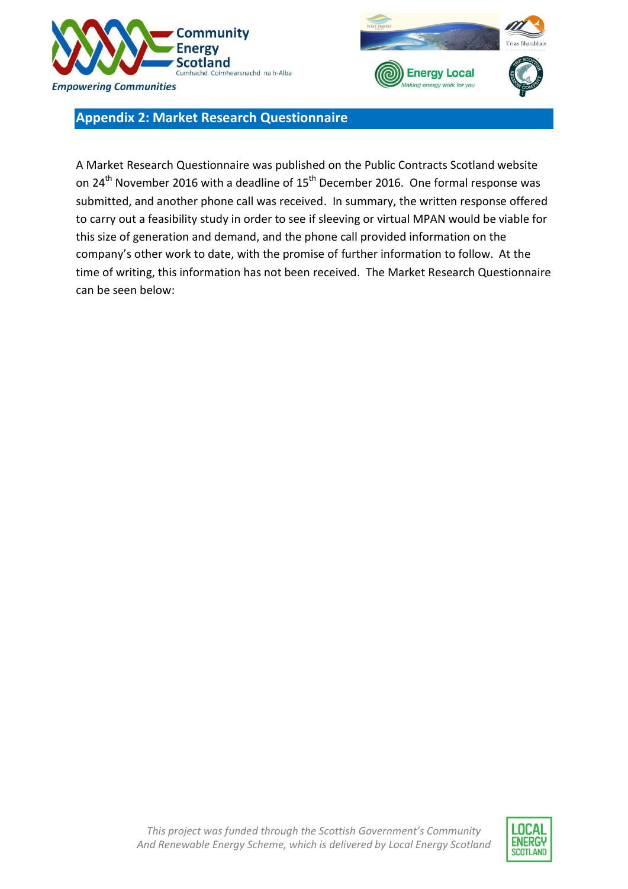## Appendix 2: Market Research Questionnaire

A Market Research Questionnaire was published on the Public Contracts Scotland website on 24th November 2016 with a deadline of 15th December 2016. One formal response was submitted, and another phone call was received. In summary, the written response offered to carry out a feasibility study in order to see if sleeving or virtual MPAN would be viable for this size of generation and demand, and the phone call provided information on the company's other work to date, with the promise of further information to follow. At the time of writing, this information has not been received. The Market Research Questionnaire can be seen below: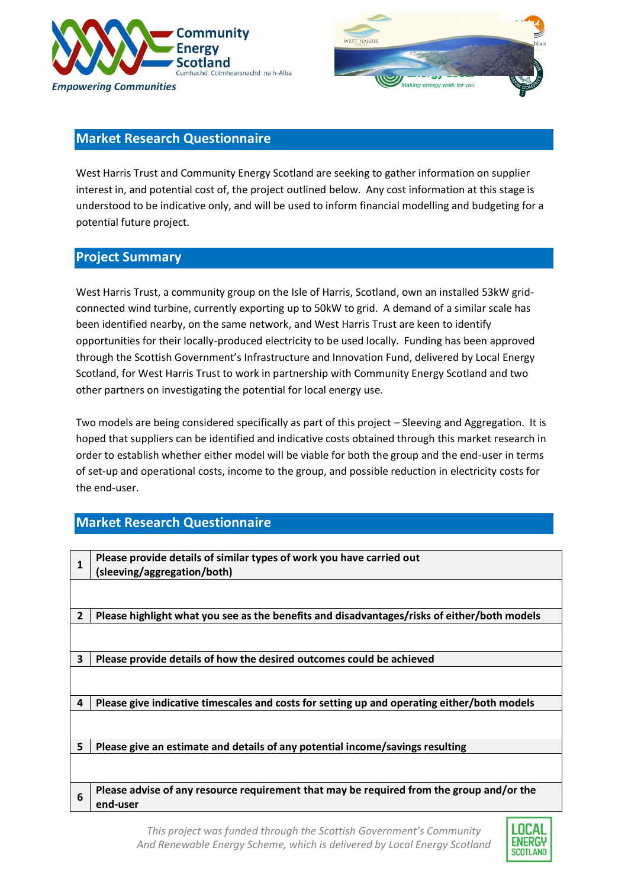## Market Research Questionnaire

West Harris Trust and Community Energy Scotland are seeking to gather information on supplier interest in, and potential cost of, the project outlined below. Any cost information at this stage is understood to be indicative only, and will be used to inform financial modelling and budgeting for a potential future project.

## Project Summary

West Harris Trust, a community group on the Isle of Harris, Scotland, own an installed 53kW grid-connected wind turbine, currently exporting up to 50kW to grid. A demand of a similar scale has been identified nearby, on the same network, and West Harris Trust are keen to identify opportunities for their locally-produced electricity to be used locally. Funding has been approved through the Scottish Government's Infrastructure and Innovation Fund, delivered by Local Energy Scotland, for West Harris Trust to work in partnership with Community Energy Scotland and two other partners on investigating the potential for local energy use.

Two models are being considered specifically as part of this project – Sleeving and Aggregation. It is hoped that suppliers can be identified and indicative costs obtained through this market research in order to establish whether either model will be viable for both the group and the end-user in terms of set-up and operational costs, income to the group, and possible reduction in electricity costs for the end-user.

## Market Research Questionnaire

| | |
|---|---|
| **1** | **Please provide details of similar types of work you have carried out (sleeving/aggregation/both)** |
| | |
| **2** | **Please highlight what you see as the benefits and disadvantages/risks of either/both models** |
| | |
| **3** | **Please provide details of how the desired outcomes could be achieved** |
| | |
| **4** | **Please give indicative timescales and costs for setting up and operating either/both models** |
| | |
| **5** | **Please give an estimate and details of any potential income/savings resulting** |
| | |
| **6** | **Please advise of any resource requirement that may be required from the group and/or the end-user** |

*This project was funded through the Scottish Government's Community And Renewable Energy Scheme, which is delivered by Local Energy Scotland*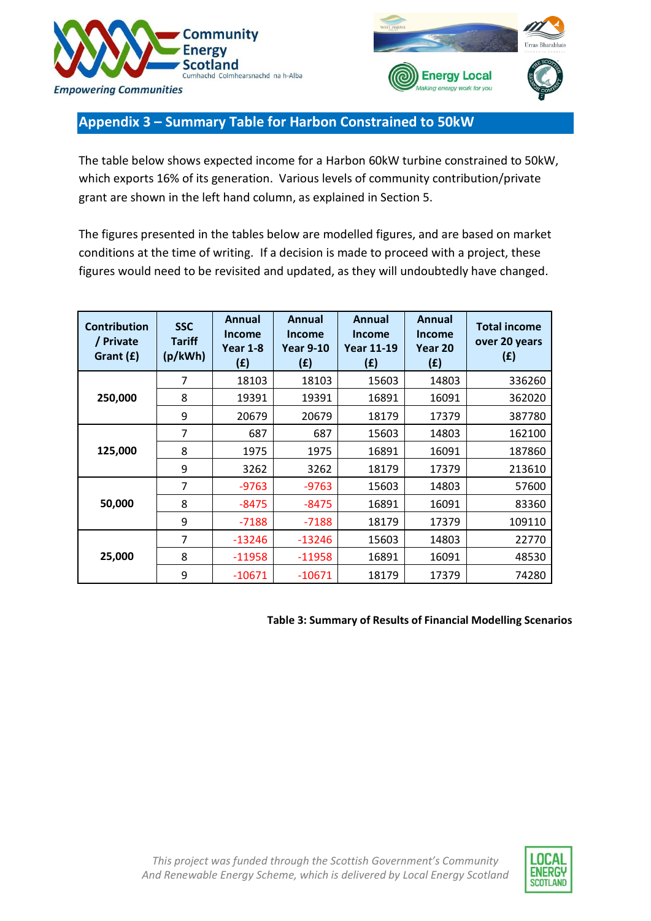## Appendix 3 – Summary Table for Harbon Constrained to 50kW

The table below shows expected income for a Harbon 60kW turbine constrained to 50kW, which exports 16% of its generation. Various levels of community contribution/private grant are shown in the left hand column, as explained in Section 5.

The figures presented in the tables below are modelled figures, and are based on market conditions at the time of writing. If a decision is made to proceed with a project, these figures would need to be revisited and updated, as they will undoubtedly have changed.

| Contribution / Private Grant (£) | SSC Tariff (p/kWh) | Annual Income Year 1-8 (£) | Annual Income Year 9-10 (£) | Annual Income Year 11-19 (£) | Annual Income Year 20 (£) | Total income over 20 years (£) |
|---|---|---|---|---|---|---|
| 250,000 | 7 | 18103 | 18103 | 15603 | 14803 | 336260 |
| | 8 | 19391 | 19391 | 16891 | 16091 | 362020 |
| | 9 | 20679 | 20679 | 18179 | 17379 | 387780 |
| 125,000 | 7 | 687 | 687 | 15603 | 14803 | 162100 |
| | 8 | 1975 | 1975 | 16891 | 16091 | 187860 |
| | 9 | 3262 | 3262 | 18179 | 17379 | 213610 |
| 50,000 | 7 | -9763 | -9763 | 15603 | 14803 | 57600 |
| | 8 | -8475 | -8475 | 16891 | 16091 | 83360 |
| | 9 | -7188 | -7188 | 18179 | 17379 | 109110 |
| 25,000 | 7 | -13246 | -13246 | 15603 | 14803 | 22770 |
| | 8 | -11958 | -11958 | 16891 | 16091 | 48530 |
| | 9 | -10671 | -10671 | 18179 | 17379 | 74280 |

**Table 3: Summary of Results of Financial Modelling Scenarios**